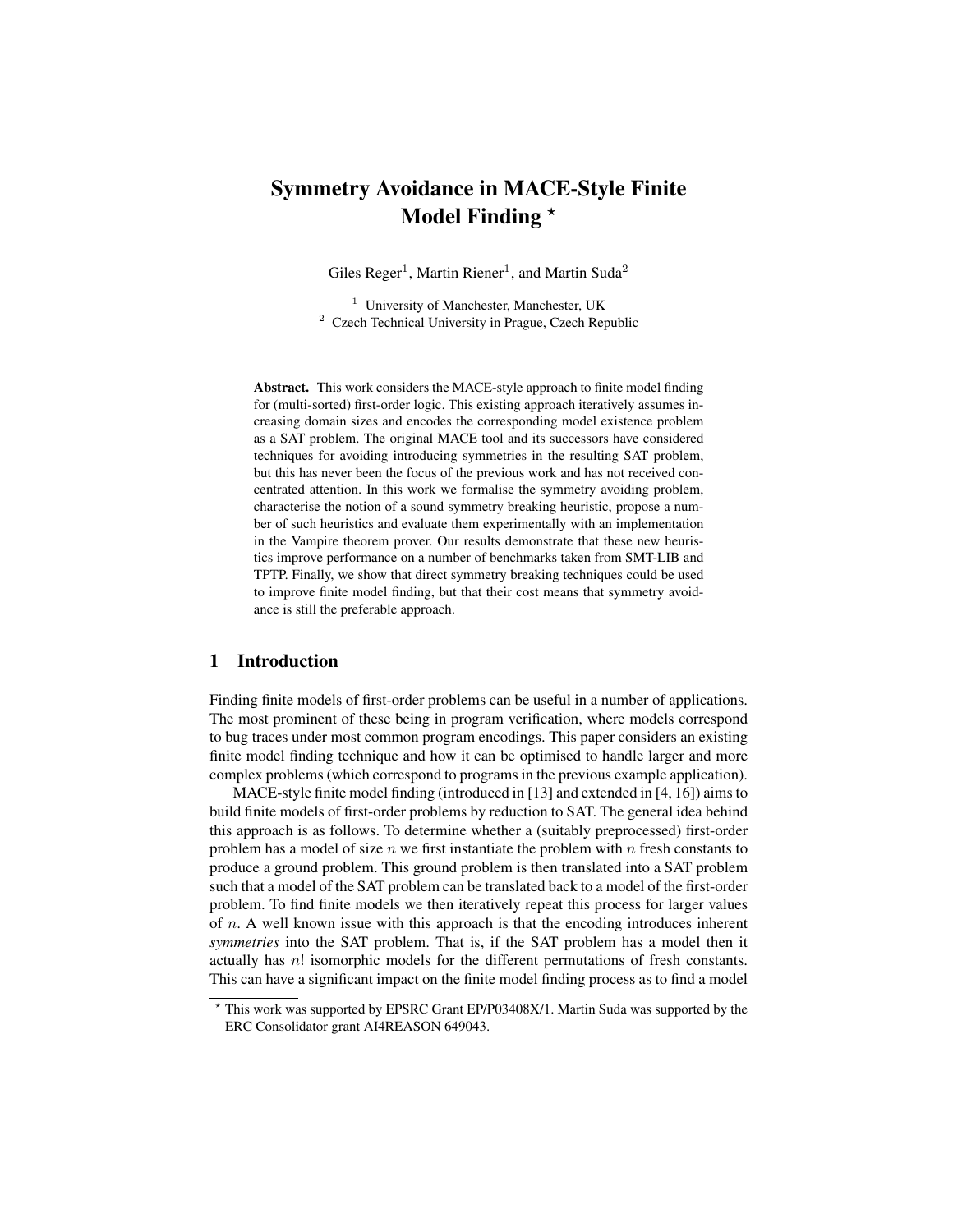# Symmetry Avoidance in MACE-Style Finite Model Finding ⋆

Giles Reger[1], Martin Riener[1], and Martin Suda[2]

[1] University of Manchester, Manchester, UK
[2] Czech Technical University in Prague, Czech Republic

**Abstract.** This work considers the MACE-style approach to finite model finding for (multi-sorted) first-order logic. This existing approach iteratively assumes increasing domain sizes and encodes the corresponding model existence problem as a SAT problem. The original MACE tool and its successors have considered techniques for avoiding introducing symmetries in the resulting SAT problem, but this has never been the focus of the previous work and has not received concentrated attention. In this work we formalise the symmetry avoiding problem, characterise the notion of a sound symmetry breaking heuristic, propose a number of such heuristics and evaluate them experimentally with an implementation in the Vampire theorem prover. Our results demonstrate that these new heuristics improve performance on a number of benchmarks taken from SMT-LIB and TPTP. Finally, we show that direct symmetry breaking techniques could be used to improve finite model finding, but that their cost means that symmetry avoidance is still the preferable approach.

## 1 Introduction

Finding finite models of first-order problems can be useful in a number of applications. The most prominent of these being in program verification, where models correspond to bug traces under most common program encodings. This paper considers an existing finite model finding technique and how it can be optimised to handle larger and more complex problems (which correspond to programs in the previous example application).

MACE-style finite model finding (introduced in [13] and extended in [4, 16]) aims to build finite models of first-order problems by reduction to SAT. The general idea behind this approach is as follows. To determine whether a (suitably preprocessed) first-order problem has a model of size $n$ we first instantiate the problem with $n$ fresh constants to produce a ground problem. This ground problem is then translated into a SAT problem such that a model of the SAT problem can be translated back to a model of the first-order problem. To find finite models we then iteratively repeat this process for larger values of $n$. A well known issue with this approach is that the encoding introduces inherent *symmetries* into the SAT problem. That is, if the SAT problem has a model then it actually has $n!$ isomorphic models for the different permutations of fresh constants. This can have a significant impact on the finite model finding process as to find a model

⋆ This work was supported by EPSRC Grant EP/P03408X/1. Martin Suda was supported by the ERC Consolidator grant AI4REASON 649043.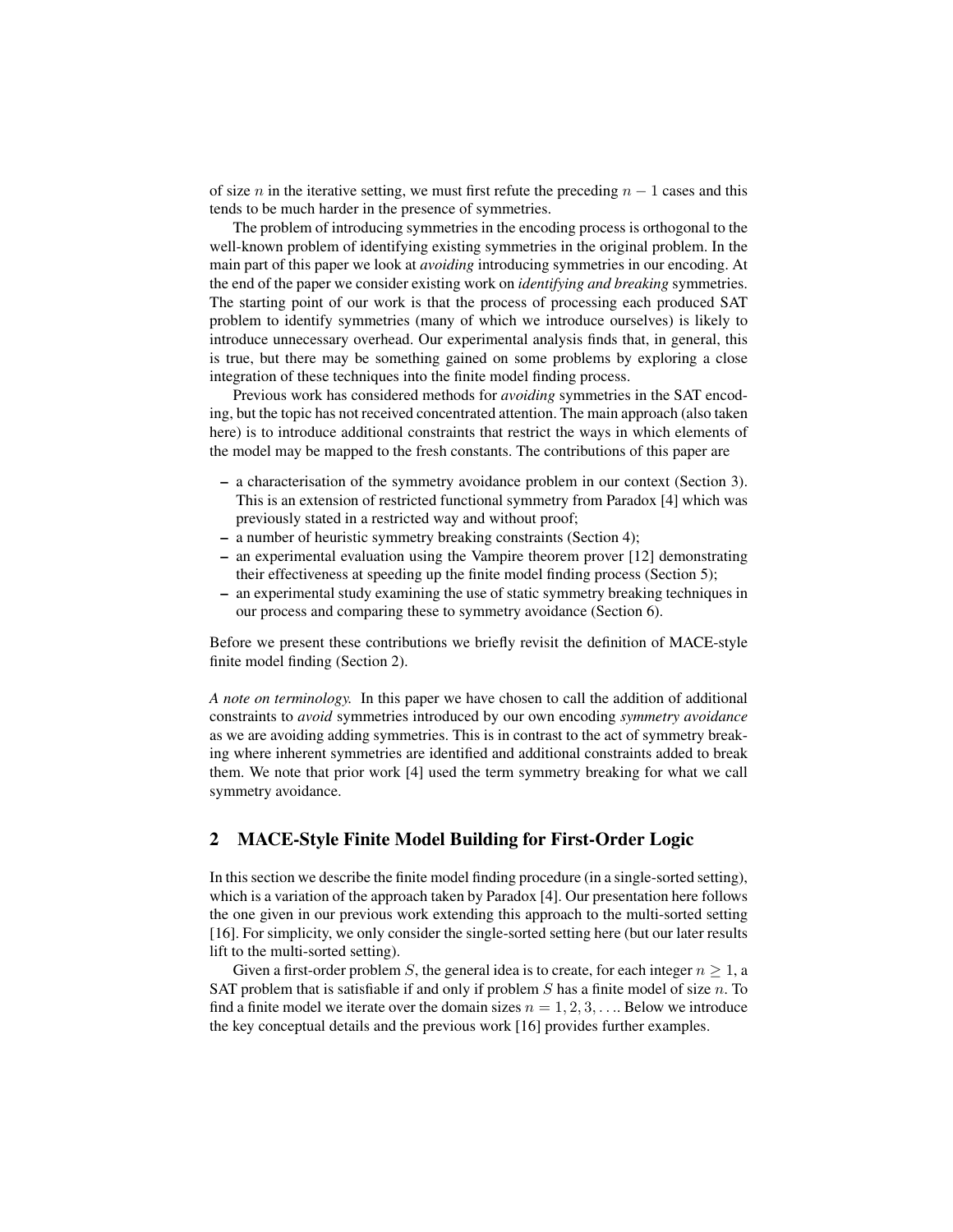of size $n$ in the iterative setting, we must first refute the preceding $n-1$ cases and this tends to be much harder in the presence of symmetries.

The problem of introducing symmetries in the encoding process is orthogonal to the well-known problem of identifying existing symmetries in the original problem. In the main part of this paper we look at *avoiding* introducing symmetries in our encoding. At the end of the paper we consider existing work on *identifying and breaking* symmetries. The starting point of our work is that the process of processing each produced SAT problem to identify symmetries (many of which we introduce ourselves) is likely to introduce unnecessary overhead. Our experimental analysis finds that, in general, this is true, but there may be something gained on some problems by exploring a close integration of these techniques into the finite model finding process.

Previous work has considered methods for *avoiding* symmetries in the SAT encoding, but the topic has not received concentrated attention. The main approach (also taken here) is to introduce additional constraints that restrict the ways in which elements of the model may be mapped to the fresh constants. The contributions of this paper are

- a characterisation of the symmetry avoidance problem in our context (Section 3). This is an extension of restricted functional symmetry from Paradox [4] which was previously stated in a restricted way and without proof;
- a number of heuristic symmetry breaking constraints (Section 4);
- an experimental evaluation using the Vampire theorem prover [12] demonstrating their effectiveness at speeding up the finite model finding process (Section 5);
- an experimental study examining the use of static symmetry breaking techniques in our process and comparing these to symmetry avoidance (Section 6).

Before we present these contributions we briefly revisit the definition of MACE-style finite model finding (Section 2).

*A note on terminology.* In this paper we have chosen to call the addition of additional constraints to *avoid* symmetries introduced by our own encoding *symmetry avoidance* as we are avoiding adding symmetries. This is in contrast to the act of symmetry breaking where inherent symmetries are identified and additional constraints added to break them. We note that prior work [4] used the term symmetry breaking for what we call symmetry avoidance.

## 2 MACE-Style Finite Model Building for First-Order Logic

In this section we describe the finite model finding procedure (in a single-sorted setting), which is a variation of the approach taken by Paradox [4]. Our presentation here follows the one given in our previous work extending this approach to the multi-sorted setting [16]. For simplicity, we only consider the single-sorted setting here (but our later results lift to the multi-sorted setting).

Given a first-order problem $S$, the general idea is to create, for each integer $n \geq 1$, a SAT problem that is satisfiable if and only if problem $S$ has a finite model of size $n$. To find a finite model we iterate over the domain sizes $n = 1, 2, 3, \ldots$. Below we introduce the key conceptual details and the previous work [16] provides further examples.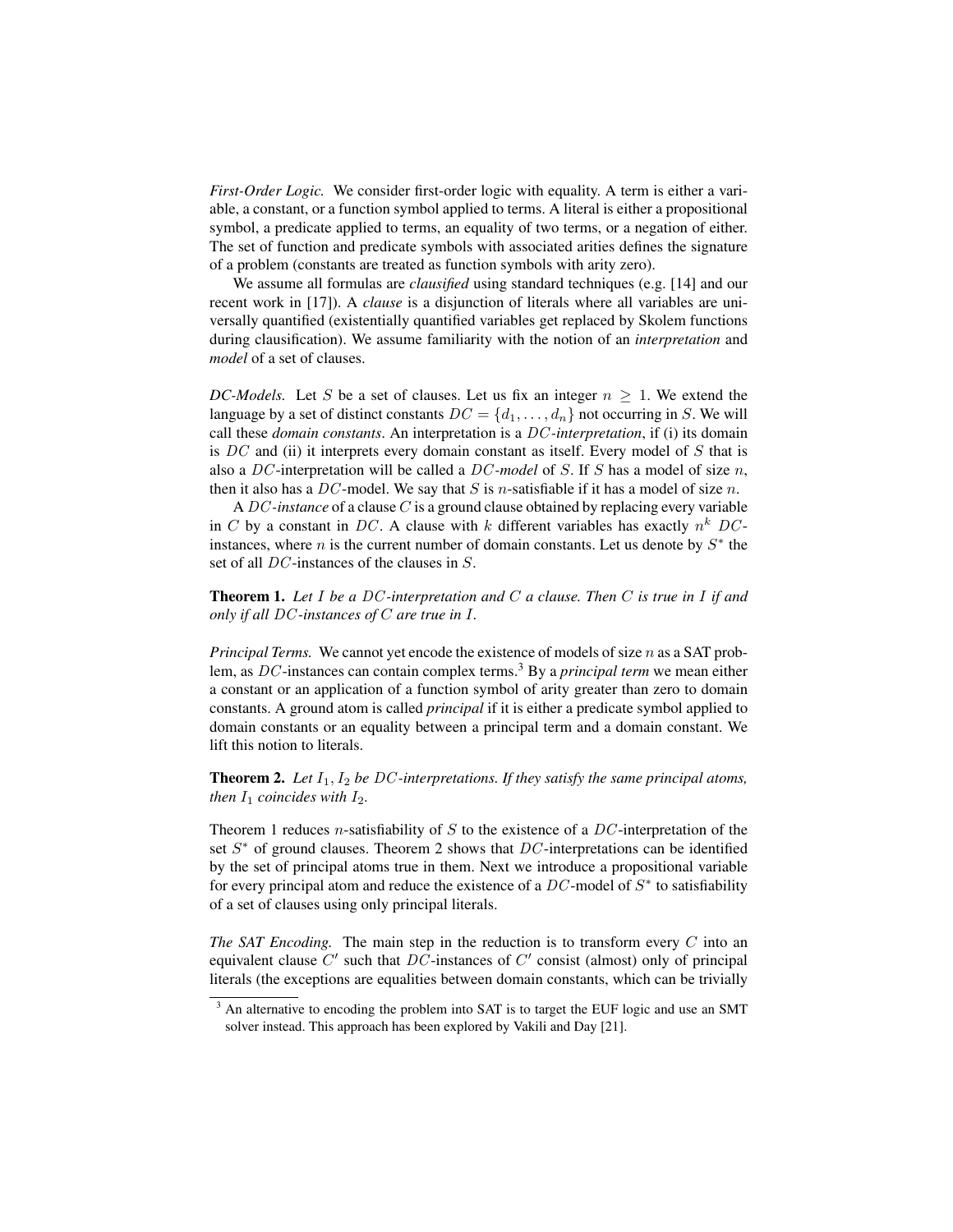*First-Order Logic.* We consider first-order logic with equality. A term is either a variable, a constant, or a function symbol applied to terms. A literal is either a propositional symbol, a predicate applied to terms, an equality of two terms, or a negation of either. The set of function and predicate symbols with associated arities defines the signature of a problem (constants are treated as function symbols with arity zero).

We assume all formulas are *clausified* using standard techniques (e.g. [14] and our recent work in [17]). A *clause* is a disjunction of literals where all variables are universally quantified (existentially quantified variables get replaced by Skolem functions during clausification). We assume familiarity with the notion of an *interpretation* and *model* of a set of clauses.

*DC-Models.* Let $S$ be a set of clauses. Let us fix an integer $n \geq 1$. We extend the language by a set of distinct constants $DC = \{d_1, \ldots, d_n\}$ not occurring in $S$. We will call these *domain constants*. An interpretation is a $DC$*-interpretation*, if (i) its domain is $DC$ and (ii) it interprets every domain constant as itself. Every model of $S$ that is also a $DC$-interpretation will be called a $DC$*-model* of $S$. If $S$ has a model of size $n$, then it also has a $DC$-model. We say that $S$ is $n$-satisfiable if it has a model of size $n$.

A $DC$*-instance* of a clause $C$ is a ground clause obtained by replacing every variable in $C$ by a constant in $DC$. A clause with $k$ different variables has exactly $n^k$ $DC$-instances, where $n$ is the current number of domain constants. Let us denote by $S^*$ the set of all $DC$-instances of the clauses in $S$.

**Theorem 1.** *Let $I$ be a $DC$-interpretation and $C$ a clause. Then $C$ is true in $I$ if and only if all $DC$-instances of $C$ are true in $I$.*

*Principal Terms.* We cannot yet encode the existence of models of size $n$ as a SAT problem, as $DC$-instances can contain complex terms.[3] By a *principal term* we mean either a constant or an application of a function symbol of arity greater than zero to domain constants. A ground atom is called *principal* if it is either a predicate symbol applied to domain constants or an equality between a principal term and a domain constant. We lift this notion to literals.

**Theorem 2.** *Let $I_1, I_2$ be $DC$-interpretations. If they satisfy the same principal atoms, then $I_1$ coincides with $I_2$.*

Theorem 1 reduces $n$-satisfiability of $S$ to the existence of a $DC$-interpretation of the set $S^*$ of ground clauses. Theorem 2 shows that $DC$-interpretations can be identified by the set of principal atoms true in them. Next we introduce a propositional variable for every principal atom and reduce the existence of a $DC$-model of $S^*$ to satisfiability of a set of clauses using only principal literals.

*The SAT Encoding.* The main step in the reduction is to transform every $C$ into an equivalent clause $C'$ such that $DC$-instances of $C'$ consist (almost) only of principal literals (the exceptions are equalities between domain constants, which can be trivially

[3] An alternative to encoding the problem into SAT is to target the EUF logic and use an SMT solver instead. This approach has been explored by Vakili and Day [21].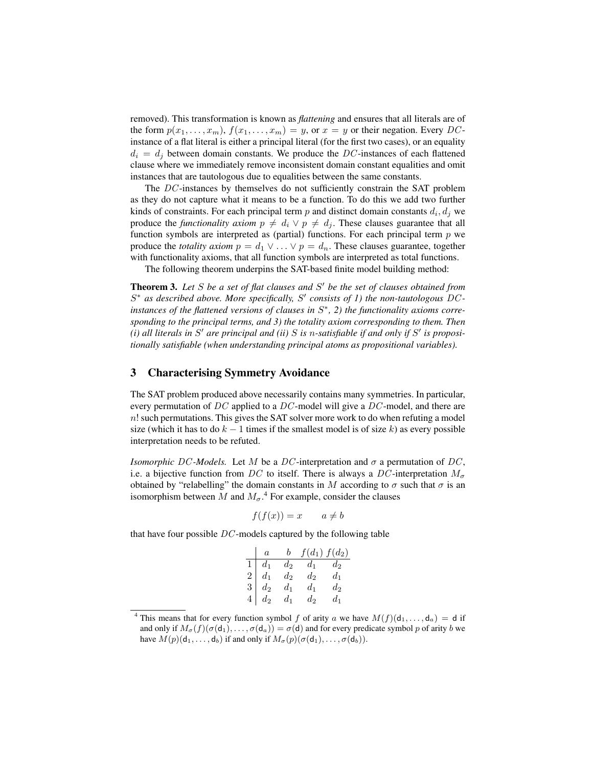removed). This transformation is known as *flattening* and ensures that all literals are of the form $p(x_1, \ldots, x_m)$, $f(x_1, \ldots, x_m) = y$, or $x = y$ or their negation. Every $DC$-instance of a flat literal is either a principal literal (for the first two cases), or an equality $d_i = d_j$ between domain constants. We produce the $DC$-instances of each flattened clause where we immediately remove inconsistent domain constant equalities and omit instances that are tautologous due to equalities between the same constants.

The $DC$-instances by themselves do not sufficiently constrain the SAT problem as they do not capture what it means to be a function. To do this we add two further kinds of constraints. For each principal term $p$ and distinct domain constants $d_i, d_j$ we produce the *functionality axiom* $p \neq d_i \vee p \neq d_j$. These clauses guarantee that all function symbols are interpreted as (partial) functions. For each principal term $p$ we produce the *totality axiom* $p = d_1 \vee \ldots \vee p = d_n$. These clauses guarantee, together with functionality axioms, that all function symbols are interpreted as total functions.

The following theorem underpins the SAT-based finite model building method:

**Theorem 3.** *Let $S$ be a set of flat clauses and $S'$ be the set of clauses obtained from $S^*$ as described above. More specifically, $S'$ consists of 1) the non-tautologous $DC$-instances of the flattened versions of clauses in $S^*$, 2) the functionality axioms corresponding to the principal terms, and 3) the totality axiom corresponding to them. Then (i) all literals in $S'$ are principal and (ii) $S$ is $n$-satisfiable if and only if $S'$ is propositionally satisfiable (when understanding principal atoms as propositional variables).*

## 3 Characterising Symmetry Avoidance

The SAT problem produced above necessarily contains many symmetries. In particular, every permutation of $DC$ applied to a $DC$-model will give a $DC$-model, and there are $n!$ such permutations. This gives the SAT solver more work to do when refuting a model size (which it has to do $k - 1$ times if the smallest model is of size $k$) as every possible interpretation needs to be refuted.

*Isomorphic $DC$-Models.* Let $M$ be a $DC$-interpretation and $\sigma$ a permutation of $DC$, i.e. a bijective function from $DC$ to itself. There is always a $DC$-interpretation $M_\sigma$ obtained by "relabelling" the domain constants in $M$ according to $\sigma$ such that $\sigma$ is an isomorphism between $M$ and $M_\sigma$.[4] For example, consider the clauses

$$f(f(x)) = x \qquad a \neq b$$

that have four possible $DC$-models captured by the following table

| | $a$ | $b$ | $f(d_1)$ | $f(d_2)$ |
|---|---|---|---|---|
| 1 | $d_1$ | $d_2$ | $d_1$ | $d_2$ |
| 2 | $d_1$ | $d_2$ | $d_2$ | $d_1$ |
| 3 | $d_2$ | $d_1$ | $d_1$ | $d_2$ |
| 4 | $d_2$ | $d_1$ | $d_2$ | $d_1$ |

[4] This means that for every function symbol $f$ of arity $a$ we have $M(f)(\mathsf{d}_1, \ldots, \mathsf{d}_a) = \mathsf{d}$ if and only if $M_\sigma(f)(\sigma(\mathsf{d}_1), \ldots, \sigma(\mathsf{d}_a)) = \sigma(\mathsf{d})$ and for every predicate symbol $p$ of arity $b$ we have $M(p)(\mathsf{d}_1, \ldots, \mathsf{d}_b)$ if and only if $M_\sigma(p)(\sigma(\mathsf{d}_1), \ldots, \sigma(\mathsf{d}_b))$.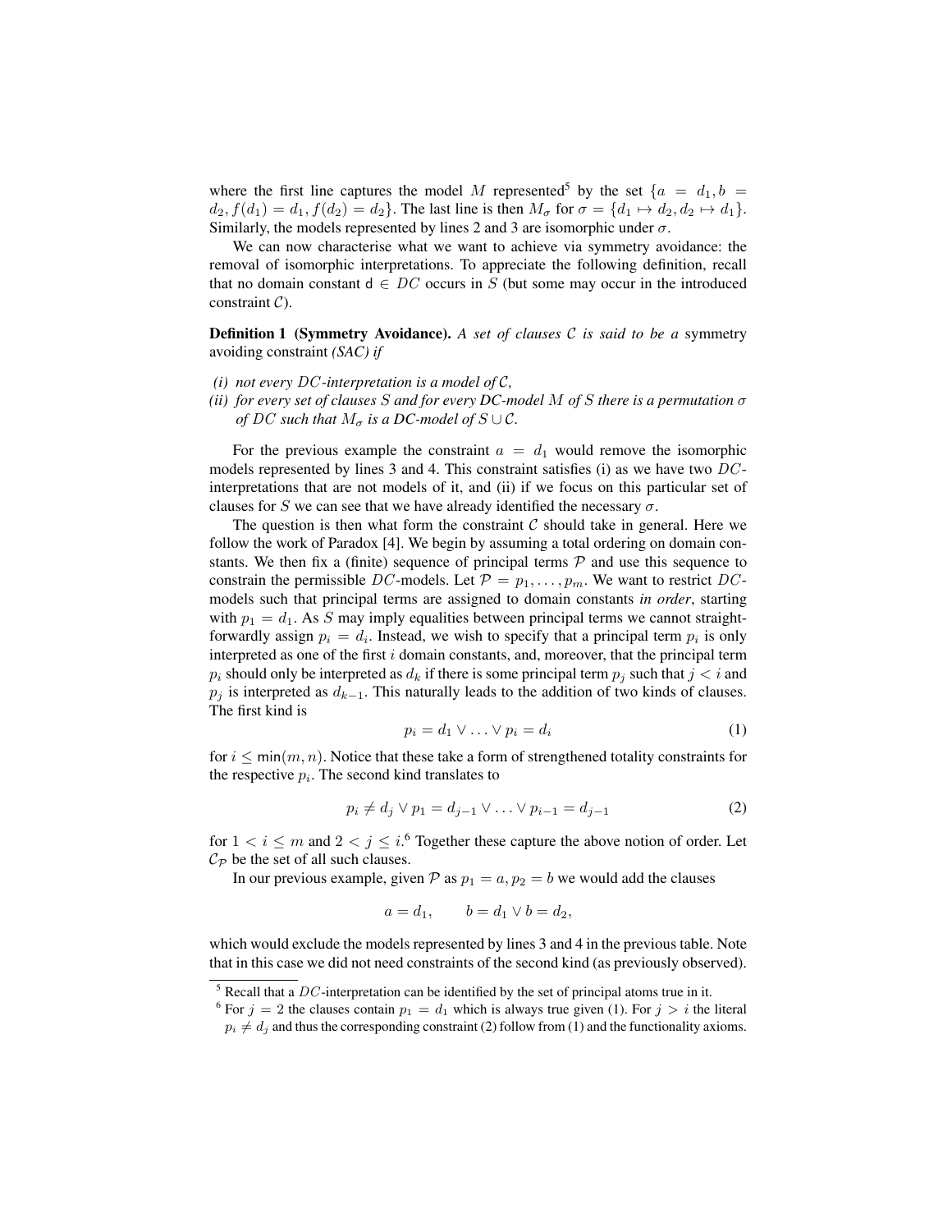where the first line captures the model $M$ represented[5] by the set $\{a = d_1, b = d_2, f(d_1) = d_1, f(d_2) = d_2\}$. The last line is then $M_\sigma$ for $\sigma = \{d_1 \mapsto d_2, d_2 \mapsto d_1\}$. Similarly, the models represented by lines 2 and 3 are isomorphic under $\sigma$.

We can now characterise what we want to achieve via symmetry avoidance: the removal of isomorphic interpretations. To appreciate the following definition, recall that no domain constant $\mathsf{d} \in DC$ occurs in $S$ (but some may occur in the introduced constraint $\mathcal{C}$).

**Definition 1 (Symmetry Avoidance).** *A set of clauses $\mathcal{C}$ is said to be a* symmetry avoiding constraint *(SAC) if*

*(i) not every $DC$-interpretation is a model of $\mathcal{C}$,*
*(ii) for every set of clauses $S$ and for every* **DC***-model $M$ of $S$ there is a permutation $\sigma$ of $DC$ such that $M_\sigma$ is a* **DC***-model of $S \cup \mathcal{C}$.*

For the previous example the constraint $a = d_1$ would remove the isomorphic models represented by lines 3 and 4. This constraint satisfies (i) as we have two $DC$-interpretations that are not models of it, and (ii) if we focus on this particular set of clauses for $S$ we can see that we have already identified the necessary $\sigma$.

The question is then what form the constraint $\mathcal{C}$ should take in general. Here we follow the work of Paradox [4]. We begin by assuming a total ordering on domain constants. We then fix a (finite) sequence of principal terms $\mathcal{P}$ and use this sequence to constrain the permissible $DC$-models. Let $\mathcal{P} = p_1, \ldots, p_m$. We want to restrict $DC$-models such that principal terms are assigned to domain constants *in order*, starting with $p_1 = d_1$. As $S$ may imply equalities between principal terms we cannot straightforwardly assign $p_i = d_i$. Instead, we wish to specify that a principal term $p_i$ is only interpreted as one of the first $i$ domain constants, and, moreover, that the principal term $p_i$ should only be interpreted as $d_k$ if there is some principal term $p_j$ such that $j < i$ and $p_j$ is interpreted as $d_{k-1}$. This naturally leads to the addition of two kinds of clauses. The first kind is

$$p_i = d_1 \vee \ldots \vee p_i = d_i \tag{1}$$

for $i \leq \min(m, n)$. Notice that these take a form of strengthened totality constraints for the respective $p_i$. The second kind translates to

$$p_i \neq d_j \vee p_1 = d_{j-1} \vee \ldots \vee p_{i-1} = d_{j-1} \tag{2}$$

for $1 < i \leq m$ and $2 < j \leq i$.[6] Together these capture the above notion of order. Let $\mathcal{C}_\mathcal{P}$ be the set of all such clauses.

In our previous example, given $\mathcal{P}$ as $p_1 = a, p_2 = b$ we would add the clauses

$$a = d_1, \qquad b = d_1 \vee b = d_2,$$

which would exclude the models represented by lines 3 and 4 in the previous table. Note that in this case we did not need constraints of the second kind (as previously observed).

[5] Recall that a $DC$-interpretation can be identified by the set of principal atoms true in it.

[6] For $j = 2$ the clauses contain $p_1 = d_1$ which is always true given (1). For $j > i$ the literal $p_i \neq d_j$ and thus the corresponding constraint (2) follow from (1) and the functionality axioms.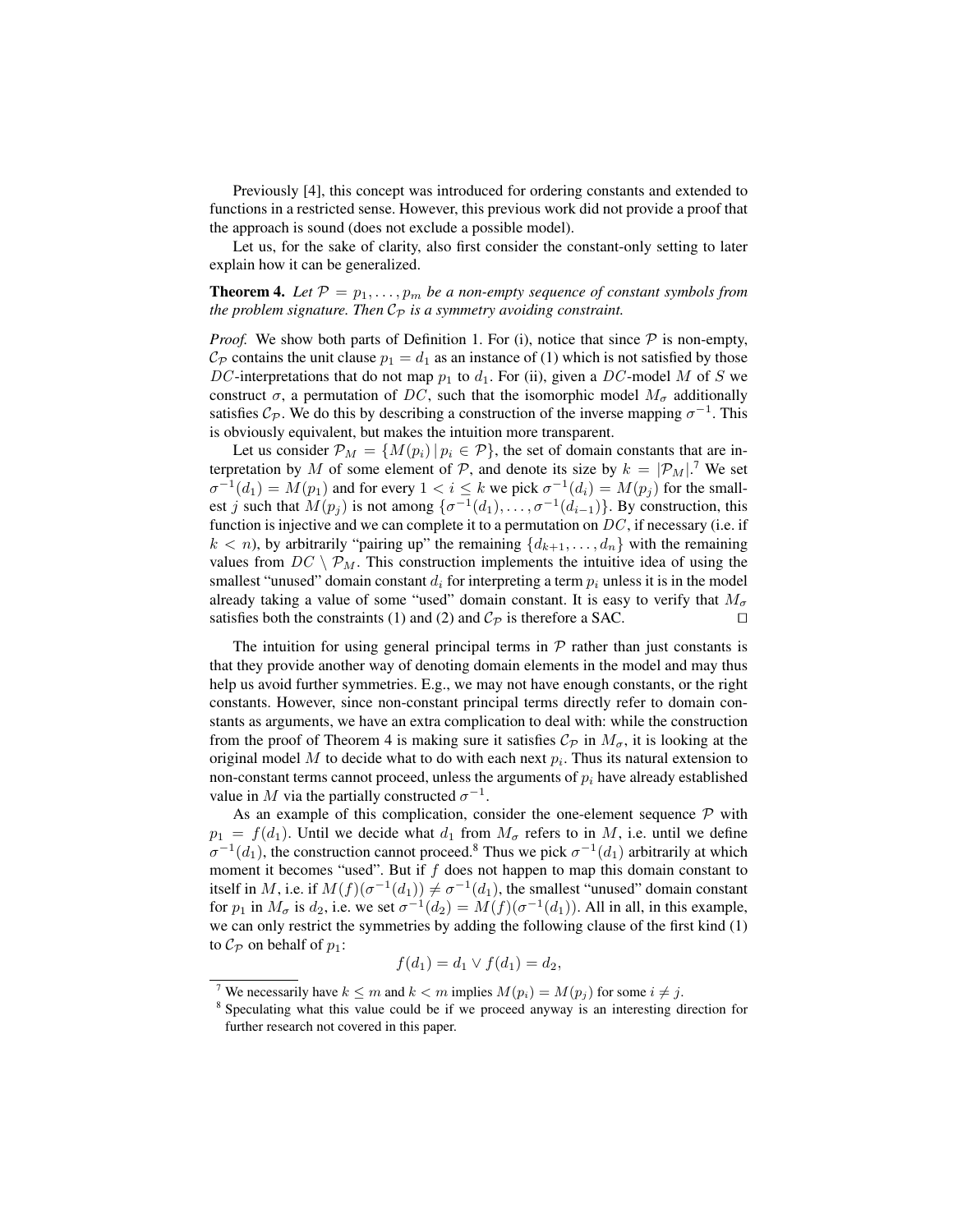Previously [4], this concept was introduced for ordering constants and extended to functions in a restricted sense. However, this previous work did not provide a proof that the approach is sound (does not exclude a possible model).

Let us, for the sake of clarity, also first consider the constant-only setting to later explain how it can be generalized.

**Theorem 4.** *Let $\mathcal{P} = p_1, \ldots, p_m$ be a non-empty sequence of constant symbols from the problem signature. Then $\mathcal{C}_\mathcal{P}$ is a symmetry avoiding constraint.*

*Proof.* We show both parts of Definition 1. For (i), notice that since $\mathcal{P}$ is non-empty, $\mathcal{C}_\mathcal{P}$ contains the unit clause $p_1 = d_1$ as an instance of (1) which is not satisfied by those $DC$-interpretations that do not map $p_1$ to $d_1$. For (ii), given a $DC$-model $M$ of $S$ we construct $\sigma$, a permutation of $DC$, such that the isomorphic model $M_\sigma$ additionally satisfies $\mathcal{C}_\mathcal{P}$. We do this by describing a construction of the inverse mapping $\sigma^{-1}$. This is obviously equivalent, but makes the intuition more transparent.

Let us consider $\mathcal{P}_M = \{M(p_i) \mid p_i \in \mathcal{P}\}$, the set of domain constants that are interpretation by $M$ of some element of $\mathcal{P}$, and denote its size by $k = |\mathcal{P}_M|$.[7] We set $\sigma^{-1}(d_1) = M(p_1)$ and for every $1 < i \leq k$ we pick $\sigma^{-1}(d_i) = M(p_j)$ for the smallest $j$ such that $M(p_j)$ is not among $\{\sigma^{-1}(d_1), \ldots, \sigma^{-1}(d_{i-1})\}$. By construction, this function is injective and we can complete it to a permutation on $DC$, if necessary (i.e. if $k < n$), by arbitrarily "pairing up" the remaining $\{d_{k+1}, \ldots, d_n\}$ with the remaining values from $DC \setminus \mathcal{P}_M$. This construction implements the intuitive idea of using the smallest "unused" domain constant $d_i$ for interpreting a term $p_i$ unless it is in the model already taking a value of some "used" domain constant. It is easy to verify that $M_\sigma$ satisfies both the constraints (1) and (2) and $\mathcal{C}_\mathcal{P}$ is therefore a SAC. ◻

The intuition for using general principal terms in $\mathcal{P}$ rather than just constants is that they provide another way of denoting domain elements in the model and may thus help us avoid further symmetries. E.g., we may not have enough constants, or the right constants. However, since non-constant principal terms directly refer to domain constants as arguments, we have an extra complication to deal with: while the construction from the proof of Theorem 4 is making sure it satisfies $\mathcal{C}_\mathcal{P}$ in $M_\sigma$, it is looking at the original model $M$ to decide what to do with each next $p_i$. Thus its natural extension to non-constant terms cannot proceed, unless the arguments of $p_i$ have already established value in $M$ via the partially constructed $\sigma^{-1}$.

As an example of this complication, consider the one-element sequence $\mathcal{P}$ with $p_1 = f(d_1)$. Until we decide what $d_1$ from $M_\sigma$ refers to in $M$, i.e. until we define $\sigma^{-1}(d_1)$, the construction cannot proceed.[8] Thus we pick $\sigma^{-1}(d_1)$ arbitrarily at which moment it becomes "used". But if $f$ does not happen to map this domain constant to itself in $M$, i.e. if $M(f)(\sigma^{-1}(d_1)) \neq \sigma^{-1}(d_1)$, the smallest "unused" domain constant for $p_1$ in $M_\sigma$ is $d_2$, i.e. we set $\sigma^{-1}(d_2) = M(f)(\sigma^{-1}(d_1))$. All in all, in this example, we can only restrict the symmetries by adding the following clause of the first kind (1) to $\mathcal{C}_\mathcal{P}$ on behalf of $p_1$:

$$f(d_1) = d_1 \vee f(d_1) = d_2,$$

[7] We necessarily have $k \leq m$ and $k < m$ implies $M(p_i) = M(p_j)$ for some $i \neq j$.

[8] Speculating what this value could be if we proceed anyway is an interesting direction for further research not covered in this paper.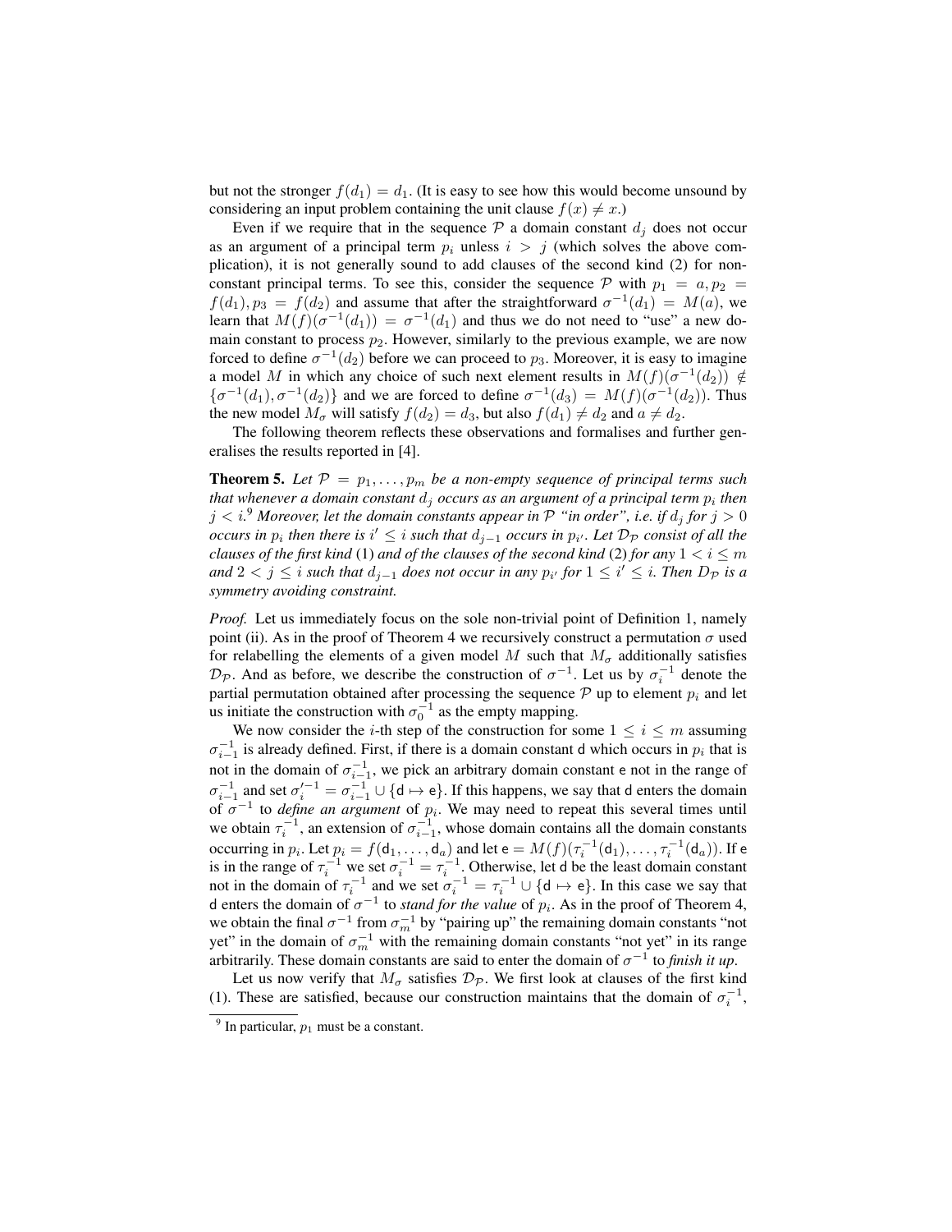but not the stronger $f(d_1) = d_1$. (It is easy to see how this would become unsound by considering an input problem containing the unit clause $f(x) \neq x$.)

Even if we require that in the sequence $\mathcal{P}$ a domain constant $d_j$ does not occur as an argument of a principal term $p_i$ unless $i > j$ (which solves the above complication), it is not generally sound to add clauses of the second kind (2) for non-constant principal terms. To see this, consider the sequence $\mathcal{P}$ with $p_1 = a, p_2 = f(d_1), p_3 = f(d_2)$ and assume that after the straightforward $\sigma^{-1}(d_1) = M(a)$, we learn that $M(f)(\sigma^{-1}(d_1)) = \sigma^{-1}(d_1)$ and thus we do not need to "use" a new domain constant to process $p_2$. However, similarly to the previous example, we are now forced to define $\sigma^{-1}(d_2)$ before we can proceed to $p_3$. Moreover, it is easy to imagine a model $M$ in which any choice of such next element results in $M(f)(\sigma^{-1}(d_2)) \notin \{\sigma^{-1}(d_1), \sigma^{-1}(d_2)\}$ and we are forced to define $\sigma^{-1}(d_3) = M(f)(\sigma^{-1}(d_2))$. Thus the new model $M_\sigma$ will satisfy $f(d_2) = d_3$, but also $f(d_1) \neq d_2$ and $a \neq d_2$.

The following theorem reflects these observations and formalises and further generalises the results reported in [4].

**Theorem 5.** *Let $\mathcal{P} = p_1, \ldots, p_m$ be a non-empty sequence of principal terms such that whenever a domain constant $d_j$ occurs as an argument of a principal term $p_i$ then $j < i$.*[9] *Moreover, let the domain constants appear in $\mathcal{P}$ "in order", i.e. if $d_j$ for $j > 0$ occurs in $p_i$ then there is $i' \leq i$ such that $d_{j-1}$ occurs in $p_{i'}$. Let $\mathcal{D}_\mathcal{P}$ consist of all the clauses of the first kind* (1) *and of the clauses of the second kind* (2) *for any $1 < i \leq m$ and $2 < j \leq i$ such that $d_{j-1}$ does not occur in any $p_{i'}$ for $1 \leq i' \leq i$. Then $D_\mathcal{P}$ is a symmetry avoiding constraint.*

*Proof.* Let us immediately focus on the sole non-trivial point of Definition 1, namely point (ii). As in the proof of Theorem 4 we recursively construct a permutation $\sigma$ used for relabelling the elements of a given model $M$ such that $M_\sigma$ additionally satisfies $\mathcal{D}_\mathcal{P}$. And as before, we describe the construction of $\sigma^{-1}$. Let us by $\sigma_i^{-1}$ denote the partial permutation obtained after processing the sequence $\mathcal{P}$ up to element $p_i$ and let us initiate the construction with $\sigma_0^{-1}$ as the empty mapping.

We now consider the $i$-th step of the construction for some $1 \leq i \leq m$ assuming $\sigma_{i-1}^{-1}$ is already defined. First, if there is a domain constant $\mathsf{d}$ which occurs in $p_i$ that is not in the domain of $\sigma_{i-1}^{-1}$, we pick an arbitrary domain constant $\mathsf{e}$ not in the range of $\sigma_{i-1}^{-1}$ and set $\sigma_i'^{-1} = \sigma_{i-1}^{-1} \cup \{\mathsf{d} \mapsto \mathsf{e}\}$. If this happens, we say that $\mathsf{d}$ enters the domain of $\sigma^{-1}$ to *define an argument* of $p_i$. We may need to repeat this several times until we obtain $\tau_i^{-1}$, an extension of $\sigma_{i-1}^{-1}$, whose domain contains all the domain constants occurring in $p_i$. Let $p_i = f(\mathsf{d}_1, \ldots, \mathsf{d}_a)$ and let $\mathsf{e} = M(f)(\tau_i^{-1}(\mathsf{d}_1), \ldots, \tau_i^{-1}(\mathsf{d}_a))$. If $\mathsf{e}$ is in the range of $\tau_i^{-1}$ we set $\sigma_i^{-1} = \tau_i^{-1}$. Otherwise, let $\mathsf{d}$ be the least domain constant not in the domain of $\tau_i^{-1}$ and we set $\sigma_i^{-1} = \tau_i^{-1} \cup \{\mathsf{d} \mapsto \mathsf{e}\}$. In this case we say that $\mathsf{d}$ enters the domain of $\sigma^{-1}$ to *stand for the value* of $p_i$. As in the proof of Theorem 4, we obtain the final $\sigma^{-1}$ from $\sigma_m^{-1}$ by "pairing up" the remaining domain constants "not yet" in the domain of $\sigma_m^{-1}$ with the remaining domain constants "not yet" in its range arbitrarily. These domain constants are said to enter the domain of $\sigma^{-1}$ to *finish it up*.

Let us now verify that $M_\sigma$ satisfies $\mathcal{D}_\mathcal{P}$. We first look at clauses of the first kind (1). These are satisfied, because our construction maintains that the domain of $\sigma_i^{-1}$,

[9] In particular, $p_1$ must be a constant.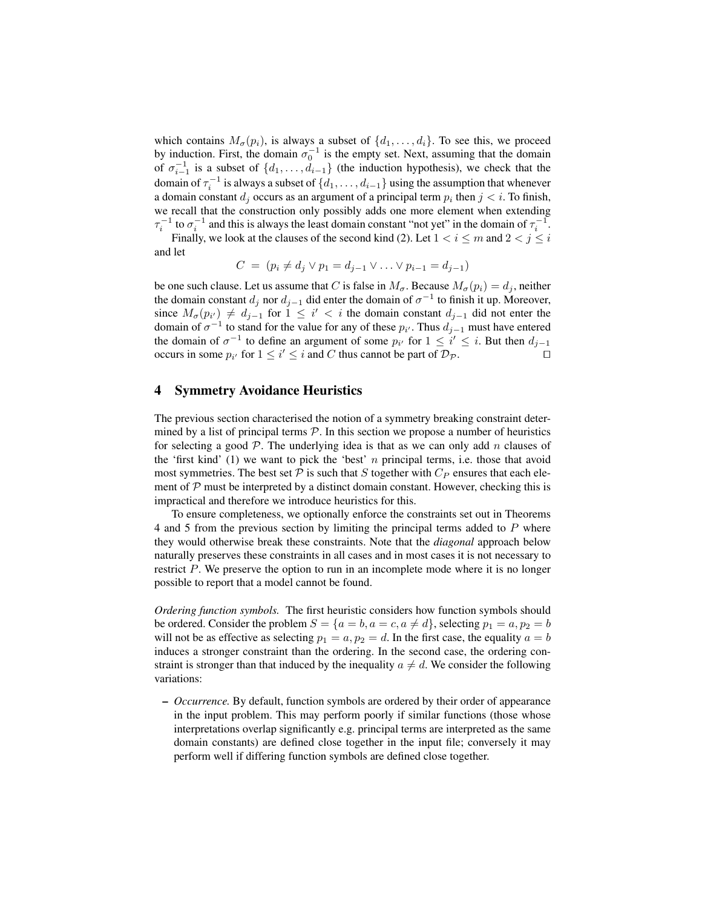which contains $M_\sigma(p_i)$, is always a subset of $\{d_1, \ldots, d_i\}$. To see this, we proceed by induction. First, the domain $\sigma_0^{-1}$ is the empty set. Next, assuming that the domain of $\sigma_{i-1}^{-1}$ is a subset of $\{d_1, \ldots, d_{i-1}\}$ (the induction hypothesis), we check that the domain of $\tau_i^{-1}$ is always a subset of $\{d_1, \ldots, d_{i-1}\}$ using the assumption that whenever a domain constant $d_j$ occurs as an argument of a principal term $p_i$ then $j < i$. To finish, we recall that the construction only possibly adds one more element when extending $\tau_i^{-1}$ to $\sigma_i^{-1}$ and this is always the least domain constant "not yet" in the domain of $\tau_i^{-1}$.

Finally, we look at the clauses of the second kind (2). Let $1 < i \leq m$ and $2 < j \leq i$ and let

$$C \;=\; (p_i \neq d_j \vee p_1 = d_{j-1} \vee \ldots \vee p_{i-1} = d_{j-1})$$

be one such clause. Let us assume that $C$ is false in $M_\sigma$. Because $M_\sigma(p_i) = d_j$, neither the domain constant $d_j$ nor $d_{j-1}$ did enter the domain of $\sigma^{-1}$ to finish it up. Moreover, since $M_\sigma(p_{i'}) \neq d_{j-1}$ for $1 \leq i' < i$ the domain constant $d_{j-1}$ did not enter the domain of $\sigma^{-1}$ to stand for the value for any of these $p_{i'}$. Thus $d_{j-1}$ must have entered the domain of $\sigma^{-1}$ to define an argument of some $p_{i'}$ for $1 \leq i' \leq i$. But then $d_{j-1}$ occurs in some $p_{i'}$ for $1 \leq i' \leq i$ and $C$ thus cannot be part of $\mathcal{D}_\mathcal{P}$. ◻

## 4 Symmetry Avoidance Heuristics

The previous section characterised the notion of a symmetry breaking constraint determined by a list of principal terms $\mathcal{P}$. In this section we propose a number of heuristics for selecting a good $\mathcal{P}$. The underlying idea is that as we can only add $n$ clauses of the 'first kind' (1) we want to pick the 'best' $n$ principal terms, i.e. those that avoid most symmetries. The best set $\mathcal{P}$ is such that $S$ together with $C_P$ ensures that each element of $\mathcal{P}$ must be interpreted by a distinct domain constant. However, checking this is impractical and therefore we introduce heuristics for this.

To ensure completeness, we optionally enforce the constraints set out in Theorems 4 and 5 from the previous section by limiting the principal terms added to $P$ where they would otherwise break these constraints. Note that the *diagonal* approach below naturally preserves these constraints in all cases and in most cases it is not necessary to restrict $P$. We preserve the option to run in an incomplete mode where it is no longer possible to report that a model cannot be found.

*Ordering function symbols.* The first heuristic considers how function symbols should be ordered. Consider the problem $S = \{a = b, a = c, a \neq d\}$, selecting $p_1 = a, p_2 = b$ will not be as effective as selecting $p_1 = a, p_2 = d$. In the first case, the equality $a = b$ induces a stronger constraint than the ordering. In the second case, the ordering constraint is stronger than that induced by the inequality $a \neq d$. We consider the following variations:

- *Occurrence.* By default, function symbols are ordered by their order of appearance in the input problem. This may perform poorly if similar functions (those whose interpretations overlap significantly e.g. principal terms are interpreted as the same domain constants) are defined close together in the input file; conversely it may perform well if differing function symbols are defined close together.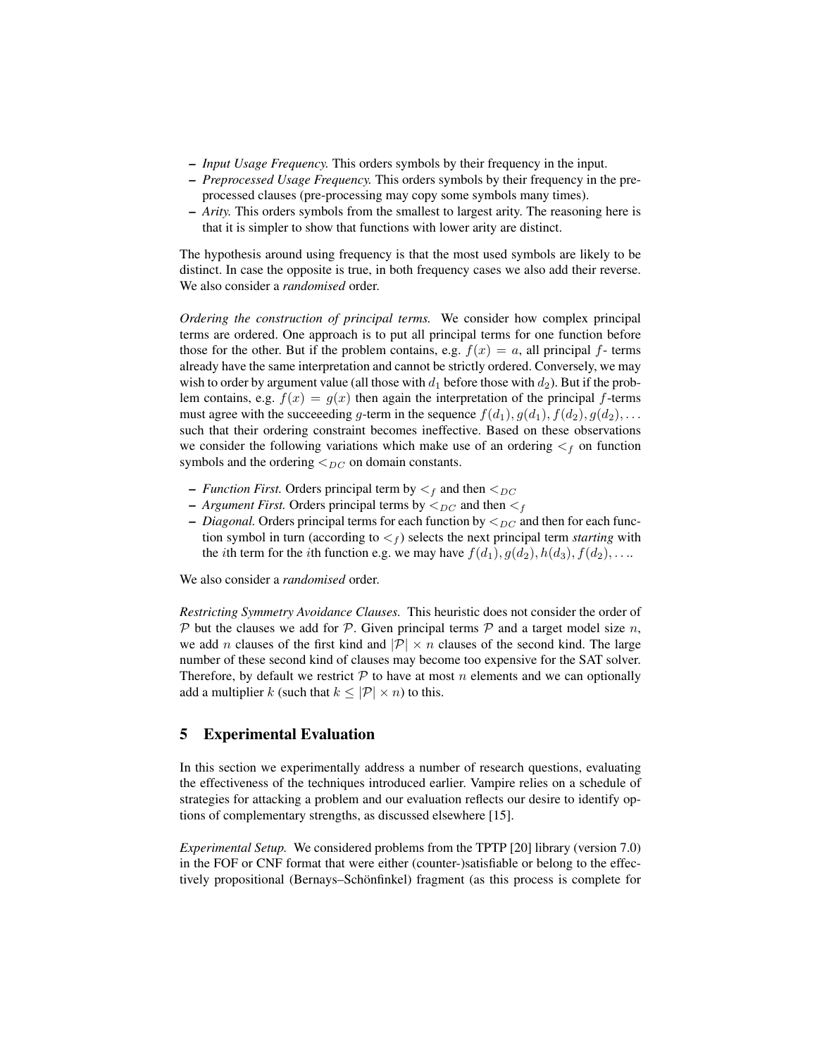- *Input Usage Frequency.* This orders symbols by their frequency in the input.
- *Preprocessed Usage Frequency.* This orders symbols by their frequency in the pre-processed clauses (pre-processing may copy some symbols many times).
- *Arity.* This orders symbols from the smallest to largest arity. The reasoning here is that it is simpler to show that functions with lower arity are distinct.

The hypothesis around using frequency is that the most used symbols are likely to be distinct. In case the opposite is true, in both frequency cases we also add their reverse. We also consider a *randomised* order.

*Ordering the construction of principal terms.* We consider how complex principal terms are ordered. One approach is to put all principal terms for one function before those for the other. But if the problem contains, e.g. $f(x) = a$, all principal $f$- terms already have the same interpretation and cannot be strictly ordered. Conversely, we may wish to order by argument value (all those with $d_1$ before those with $d_2$). But if the problem contains, e.g. $f(x) = g(x)$ then again the interpretation of the principal $f$-terms must agree with the succeeeding $g$-term in the sequence $f(d_1), g(d_1), f(d_2), g(d_2), \ldots$ such that their ordering constraint becomes ineffective. Based on these observations we consider the following variations which make use of an ordering $<_f$ on function symbols and the ordering $<_{DC}$ on domain constants.

- *Function First.* Orders principal term by $<_f$ and then $<_{DC}$
- *Argument First.* Orders principal terms by $<_{DC}$ and then $<_f$
- *Diagonal.* Orders principal terms for each function by $<_{DC}$ and then for each function symbol in turn (according to $<_f$) selects the next principal term *starting* with the $i$th term for the $i$th function e.g. we may have $f(d_1), g(d_2), h(d_3), f(d_2), \ldots$.

We also consider a *randomised* order.

*Restricting Symmetry Avoidance Clauses.* This heuristic does not consider the order of $\mathcal{P}$ but the clauses we add for $\mathcal{P}$. Given principal terms $\mathcal{P}$ and a target model size $n$, we add $n$ clauses of the first kind and $|\mathcal{P}| \times n$ clauses of the second kind. The large number of these second kind of clauses may become too expensive for the SAT solver. Therefore, by default we restrict $\mathcal{P}$ to have at most $n$ elements and we can optionally add a multiplier $k$ (such that $k \leq |\mathcal{P}| \times n$) to this.

## 5 Experimental Evaluation

In this section we experimentally address a number of research questions, evaluating the effectiveness of the techniques introduced earlier. Vampire relies on a schedule of strategies for attacking a problem and our evaluation reflects our desire to identify options of complementary strengths, as discussed elsewhere [15].

*Experimental Setup.* We considered problems from the TPTP [20] library (version 7.0) in the FOF or CNF format that were either (counter-)satisfiable or belong to the effectively propositional (Bernays–Schönfinkel) fragment (as this process is complete for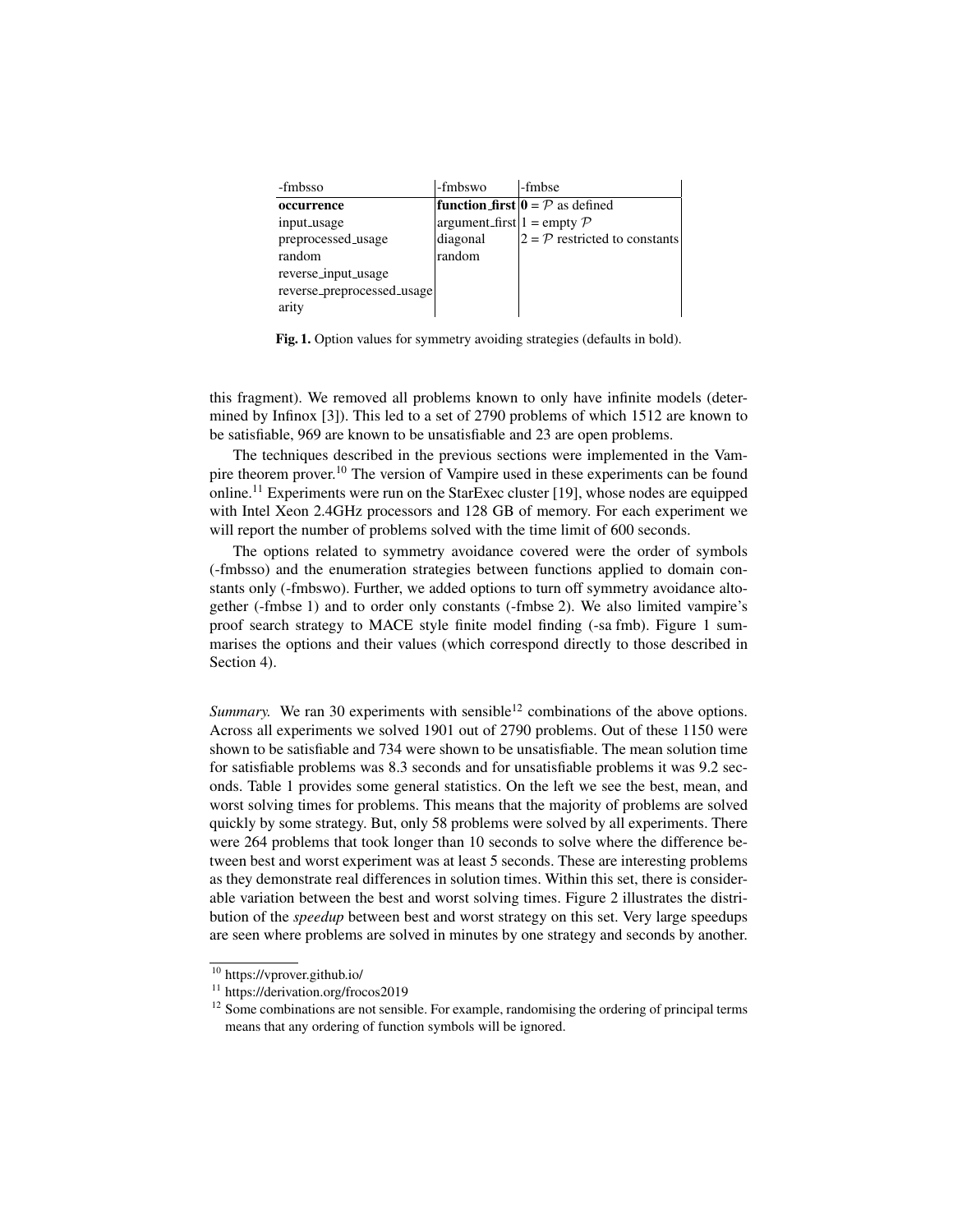| -fmbsso | -fmbswo | -fmbse |
|---|---|---|
| **occurrence** | **function_first** | **0** = $\mathcal{P}$ as defined |
| input_usage | argument_first | 1 = empty $\mathcal{P}$ |
| preprocessed_usage | diagonal | 2 = $\mathcal{P}$ restricted to constants |
| random | random | |
| reverse_input_usage | | |
| reverse_preprocessed_usage | | |
| arity | | |

**Fig. 1.** Option values for symmetry avoiding strategies (defaults in bold).

this fragment). We removed all problems known to only have infinite models (determined by Infinox [3]). This led to a set of 2790 problems of which 1512 are known to be satisfiable, 969 are known to be unsatisfiable and 23 are open problems.

The techniques described in the previous sections were implemented in the Vampire theorem prover.[10] The version of Vampire used in these experiments can be found online.[11] Experiments were run on the StarExec cluster [19], whose nodes are equipped with Intel Xeon 2.4GHz processors and 128 GB of memory. For each experiment we will report the number of problems solved with the time limit of 600 seconds.

The options related to symmetry avoidance covered were the order of symbols (-fmbsso) and the enumeration strategies between functions applied to domain constants only (-fmbswo). Further, we added options to turn off symmetry avoidance altogether (-fmbse 1) and to order only constants (-fmbse 2). We also limited vampire's proof search strategy to MACE style finite model finding (-sa fmb). Figure 1 summarises the options and their values (which correspond directly to those described in Section 4).

*Summary.* We ran 30 experiments with sensible[12] combinations of the above options. Across all experiments we solved 1901 out of 2790 problems. Out of these 1150 were shown to be satisfiable and 734 were shown to be unsatisfiable. The mean solution time for satisfiable problems was 8.3 seconds and for unsatisfiable problems it was 9.2 seconds. Table 1 provides some general statistics. On the left we see the best, mean, and worst solving times for problems. This means that the majority of problems are solved quickly by some strategy. But, only 58 problems were solved by all experiments. There were 264 problems that took longer than 10 seconds to solve where the difference between best and worst experiment was at least 5 seconds. These are interesting problems as they demonstrate real differences in solution times. Within this set, there is considerable variation between the best and worst solving times. Figure 2 illustrates the distribution of the *speedup* between best and worst strategy on this set. Very large speedups are seen where problems are solved in minutes by one strategy and seconds by another.

[10] https://vprover.github.io/

[11] https://derivation.org/frocos2019

[12] Some combinations are not sensible. For example, randomising the ordering of principal terms means that any ordering of function symbols will be ignored.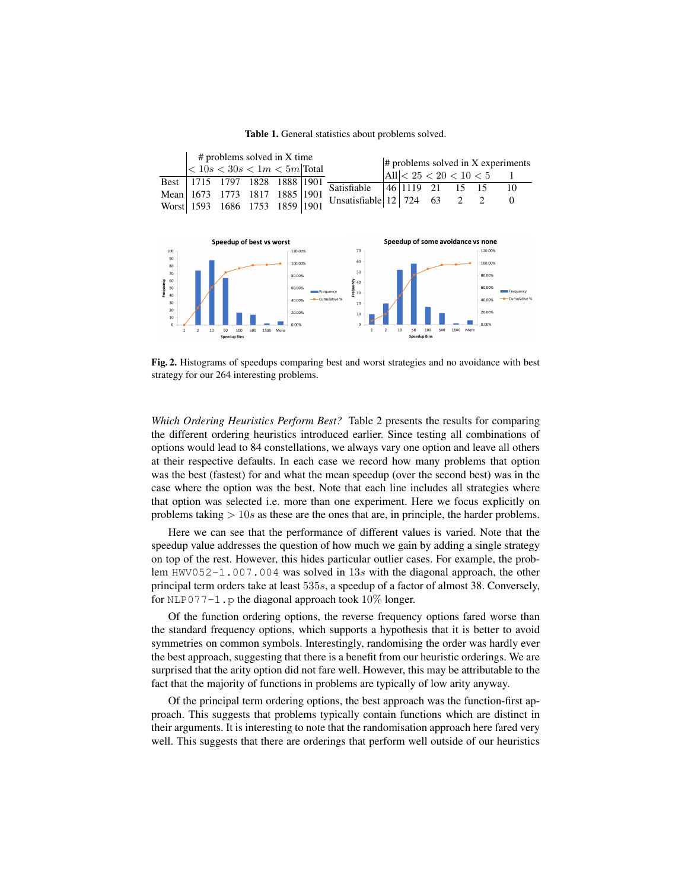**Table 1.** General statistics about problems solved.

| | # problems solved in X time | | | | |
|---|---|---|---|---|---|
| | $< 10s$ | $< 30s$ | $< 1m$ | $< 5m$ | Total |
| Best | 1715 | 1797 | 1828 | 1888 | 1901 |
| Mean | 1673 | 1773 | 1817 | 1885 | 1901 |
| Worst | 1593 | 1686 | 1753 | 1859 | 1901 |

| | # problems solved in X experiments | | | | | |
|---|---|---|---|---|---|---|
| | All | $< 25$ | $< 20$ | $< 10$ | $< 5$ | 1 |
| Satisfiable | 46 | 1119 | 21 | 15 | 15 | 10 |
| Unsatisfiable | 12 | 724 | 63 | 2 | 2 | 0 |

Speedup of best vs worst

100
90
80
70
60
50
40
30
20
10
0

120.00%
100.00%
80.00%
60.00%
40.00%
20.00%
0.00%

Frequency

1 2 10 50 100 500 1500 More

Speedup Bins

Frequency
Cumulative %

Speedup of some avoidance vs none

70
60
50
40
30
20
10
0

120.00%
100.00%
80.00%
60.00%
40.00%
20.00%
0.00%

Frequency

1 2 10 50 100 500 1500 More

Speedup Bins

Frequency
Cumulative %

**Fig. 2.** Histograms of speedups comparing best and worst strategies and no avoidance with best strategy for our 264 interesting problems.

*Which Ordering Heuristics Perform Best?* Table 2 presents the results for comparing the different ordering heuristics introduced earlier. Since testing all combinations of options would lead to 84 constellations, we always vary one option and leave all others at their respective defaults. In each case we record how many problems that option was the best (fastest) for and what the mean speedup (over the second best) was in the case where the option was the best. Note that each line includes all strategies where that option was selected i.e. more than one experiment. Here we focus explicitly on problems taking $> 10s$ as these are the ones that are, in principle, the harder problems.

Here we can see that the performance of different values is varied. Note that the speedup value addresses the question of how much we gain by adding a single strategy on top of the rest. However, this hides particular outlier cases. For example, the problem `HWV052-1.007.004` was solved in $13s$ with the diagonal approach, the other principal term orders take at least $535s$, a speedup of a factor of almost 38. Conversely, for `NLP077-1.p` the diagonal approach took $10\%$ longer.

Of the function ordering options, the reverse frequency options fared worse than the standard frequency options, which supports a hypothesis that it is better to avoid symmetries on common symbols. Interestingly, randomising the order was hardly ever the best approach, suggesting that there is a benefit from our heuristic orderings. We are surprised that the arity option did not fare well. However, this may be attributable to the fact that the majority of functions in problems are typically of low arity anyway.

Of the principal term ordering options, the best approach was the function-first approach. This suggests that problems typically contain functions which are distinct in their arguments. It is interesting to note that the randomisation approach here fared very well. This suggests that there are orderings that perform well outside of our heuristics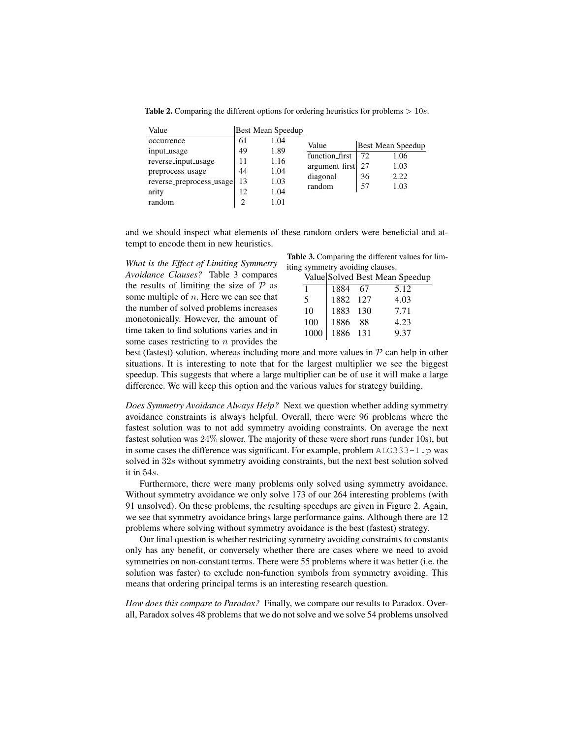**Table 2.** Comparing the different options for ordering heuristics for problems $> 10s$.

| Value | Best | Mean Speedup |
|---|---|---|
| occurrence | 61 | 1.04 |
| input_usage | 49 | 1.89 |
| reverse_input_usage | 11 | 1.16 |
| preprocess_usage | 44 | 1.04 |
| reverse_preprocess_usage | 13 | 1.03 |
| arity | 12 | 1.04 |
| random | 2 | 1.01 |

| Value | Best | Mean Speedup |
|---|---|---|
| function_first | 72 | 1.06 |
| argument_first | 27 | 1.03 |
| diagonal | 36 | 2.22 |
| random | 57 | 1.03 |

and we should inspect what elements of these random orders were beneficial and attempt to encode them in new heuristics.

*What is the Effect of Limiting Symmetry Avoidance Clauses?* Table 3 compares the results of limiting the size of $\mathcal{P}$ as some multiple of $n$. Here we can see that the number of solved problems increases monotonically. However, the amount of time taken to find solutions varies and in some cases restricting to $n$ provides the best (fastest) solution, whereas including more and more values in $\mathcal{P}$ can help in other situations. It is interesting to note that for the largest multiplier we see the biggest speedup. This suggests that where a large multiplier can be of use it will make a large difference. We will keep this option and the various values for strategy building.

**Table 3.** Comparing the different values for limiting symmetry avoiding clauses.

| Value | Solved | Best | Mean Speedup |
|---|---|---|---|
| 1 | 1884 | 67 | 5.12 |
| 5 | 1882 | 127 | 4.03 |
| 10 | 1883 | 130 | 7.71 |
| 100 | 1886 | 88 | 4.23 |
| 1000 | 1886 | 131 | 9.37 |

*Does Symmetry Avoidance Always Help?* Next we question whether adding symmetry avoidance constraints is always helpful. Overall, there were 96 problems where the fastest solution was to not add symmetry avoiding constraints. On average the next fastest solution was $24\%$ slower. The majority of these were short runs (under 10s), but in some cases the difference was significant. For example, problem `ALG333-1.p` was solved in $32s$ without symmetry avoiding constraints, but the next best solution solved it in $54s$.

Furthermore, there were many problems only solved using symmetry avoidance. Without symmetry avoidance we only solve 173 of our 264 interesting problems (with 91 unsolved). On these problems, the resulting speedups are given in Figure 2. Again, we see that symmetry avoidance brings large performance gains. Although there are 12 problems where solving without symmetry avoidance is the best (fastest) strategy.

Our final question is whether restricting symmetry avoiding constraints to constants only has any benefit, or conversely whether there are cases where we need to avoid symmetries on non-constant terms. There were 55 problems where it was better (i.e. the solution was faster) to exclude non-function symbols from symmetry avoiding. This means that ordering principal terms is an interesting research question.

*How does this compare to Paradox?* Finally, we compare our results to Paradox. Overall, Paradox solves 48 problems that we do not solve and we solve 54 problems unsolved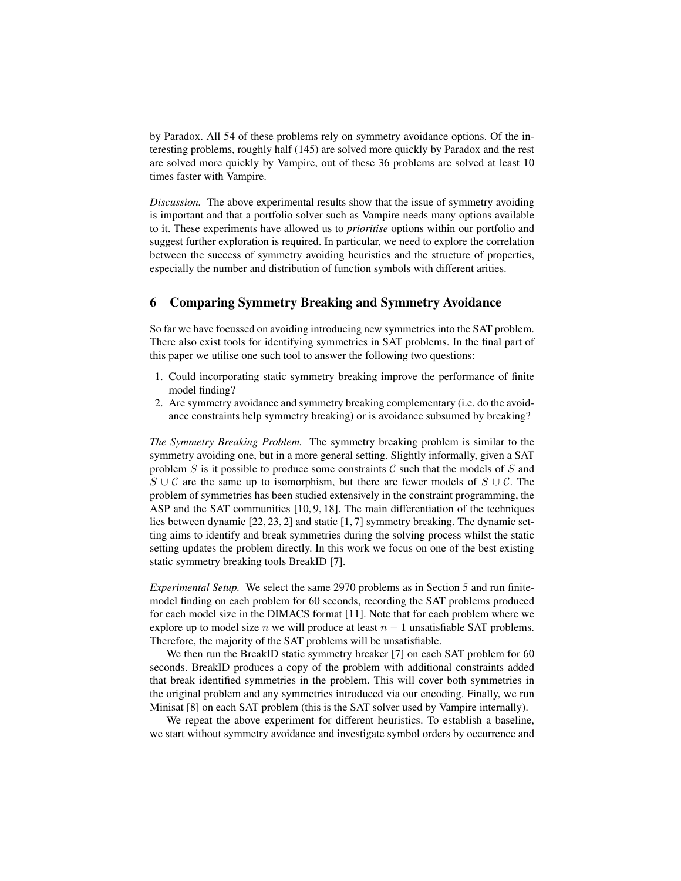by Paradox. All 54 of these problems rely on symmetry avoidance options. Of the interesting problems, roughly half (145) are solved more quickly by Paradox and the rest are solved more quickly by Vampire, out of these 36 problems are solved at least 10 times faster with Vampire.

*Discussion.* The above experimental results show that the issue of symmetry avoiding is important and that a portfolio solver such as Vampire needs many options available to it. These experiments have allowed us to *prioritise* options within our portfolio and suggest further exploration is required. In particular, we need to explore the correlation between the success of symmetry avoiding heuristics and the structure of properties, especially the number and distribution of function symbols with different arities.

## 6 Comparing Symmetry Breaking and Symmetry Avoidance

So far we have focussed on avoiding introducing new symmetries into the SAT problem. There also exist tools for identifying symmetries in SAT problems. In the final part of this paper we utilise one such tool to answer the following two questions:

1. Could incorporating static symmetry breaking improve the performance of finite model finding?
2. Are symmetry avoidance and symmetry breaking complementary (i.e. do the avoidance constraints help symmetry breaking) or is avoidance subsumed by breaking?

*The Symmetry Breaking Problem.* The symmetry breaking problem is similar to the symmetry avoiding one, but in a more general setting. Slightly informally, given a SAT problem $S$ is it possible to produce some constraints $\mathcal{C}$ such that the models of $S$ and $S \cup \mathcal{C}$ are the same up to isomorphism, but there are fewer models of $S \cup \mathcal{C}$. The problem of symmetries has been studied extensively in the constraint programming, the ASP and the SAT communities [10, 9, 18]. The main differentiation of the techniques lies between dynamic [22, 23, 2] and static [1, 7] symmetry breaking. The dynamic setting aims to identify and break symmetries during the solving process whilst the static setting updates the problem directly. In this work we focus on one of the best existing static symmetry breaking tools BreakID [7].

*Experimental Setup.* We select the same 2970 problems as in Section 5 and run finite-model finding on each problem for 60 seconds, recording the SAT problems produced for each model size in the DIMACS format [11]. Note that for each problem where we explore up to model size $n$ we will produce at least $n - 1$ unsatisfiable SAT problems. Therefore, the majority of the SAT problems will be unsatisfiable.

We then run the BreakID static symmetry breaker [7] on each SAT problem for 60 seconds. BreakID produces a copy of the problem with additional constraints added that break identified symmetries in the problem. This will cover both symmetries in the original problem and any symmetries introduced via our encoding. Finally, we run Minisat [8] on each SAT problem (this is the SAT solver used by Vampire internally).

We repeat the above experiment for different heuristics. To establish a baseline, we start without symmetry avoidance and investigate symbol orders by occurrence and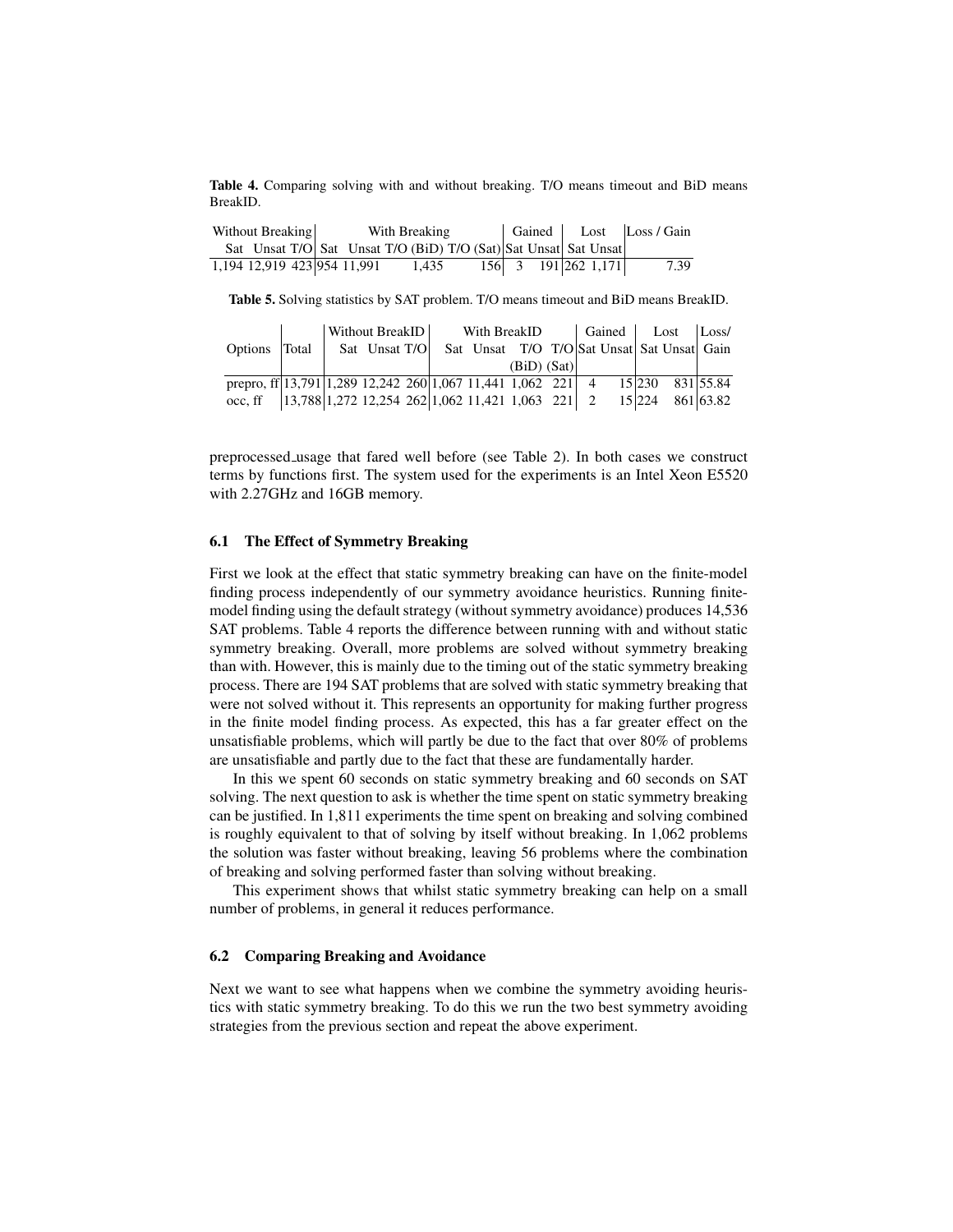**Table 4.** Comparing solving with and without breaking. T/O means timeout and BiD means BreakID.

| Without Breaking | | | With Breaking | | | | Gained | | Lost | | Loss / Gain |
|---|---|---|---|---|---|---|---|---|---|---|---|
| Sat | Unsat | T/O | Sat | Unsat | T/O (BiD) | T/O (Sat) | Sat | Unsat | Sat | Unsat | |
| 1,194 | 12,919 | 423 | 954 | 11,991 | 1,435 | 156 | 3 | 191 | 262 | 1,171 | 7.39 |

**Table 5.** Solving statistics by SAT problem. T/O means timeout and BiD means BreakID.

| Options | Total | Without BreakID | | | With BreakID | | | | Gained | | Lost | | Loss/ Gain |
|---|---|---|---|---|---|---|---|---|---|---|---|---|---|
| | | Sat | Unsat | T/O | Sat | Unsat | T/O (BiD) | T/O (Sat) | Sat | Unsat | Sat | Unsat | |
| prepro, ff | 13,791 | 1,289 | 12,242 | 260 | 1,067 | 11,441 | 1,062 | 221 | 4 | 15 | 230 | 831 | 55.84 |
| occ, ff | 13,788 | 1,272 | 12,254 | 262 | 1,062 | 11,421 | 1,063 | 221 | 2 | 15 | 224 | 861 | 63.82 |

preprocessed_usage that fared well before (see Table 2). In both cases we construct terms by functions first. The system used for the experiments is an Intel Xeon E5520 with 2.27GHz and 16GB memory.

### 6.1 The Effect of Symmetry Breaking

First we look at the effect that static symmetry breaking can have on the finite-model finding process independently of our symmetry avoidance heuristics. Running finite-model finding using the default strategy (without symmetry avoidance) produces 14,536 SAT problems. Table 4 reports the difference between running with and without static symmetry breaking. Overall, more problems are solved without symmetry breaking than with. However, this is mainly due to the timing out of the static symmetry breaking process. There are 194 SAT problems that are solved with static symmetry breaking that were not solved without it. This represents an opportunity for making further progress in the finite model finding process. As expected, this has a far greater effect on the unsatisfiable problems, which will partly be due to the fact that over 80% of problems are unsatisfiable and partly due to the fact that these are fundamentally harder.

In this we spent 60 seconds on static symmetry breaking and 60 seconds on SAT solving. The next question to ask is whether the time spent on static symmetry breaking can be justified. In 1,811 experiments the time spent on breaking and solving combined is roughly equivalent to that of solving by itself without breaking. In 1,062 problems the solution was faster without breaking, leaving 56 problems where the combination of breaking and solving performed faster than solving without breaking.

This experiment shows that whilst static symmetry breaking can help on a small number of problems, in general it reduces performance.

### 6.2 Comparing Breaking and Avoidance

Next we want to see what happens when we combine the symmetry avoiding heuristics with static symmetry breaking. To do this we run the two best symmetry avoiding strategies from the previous section and repeat the above experiment.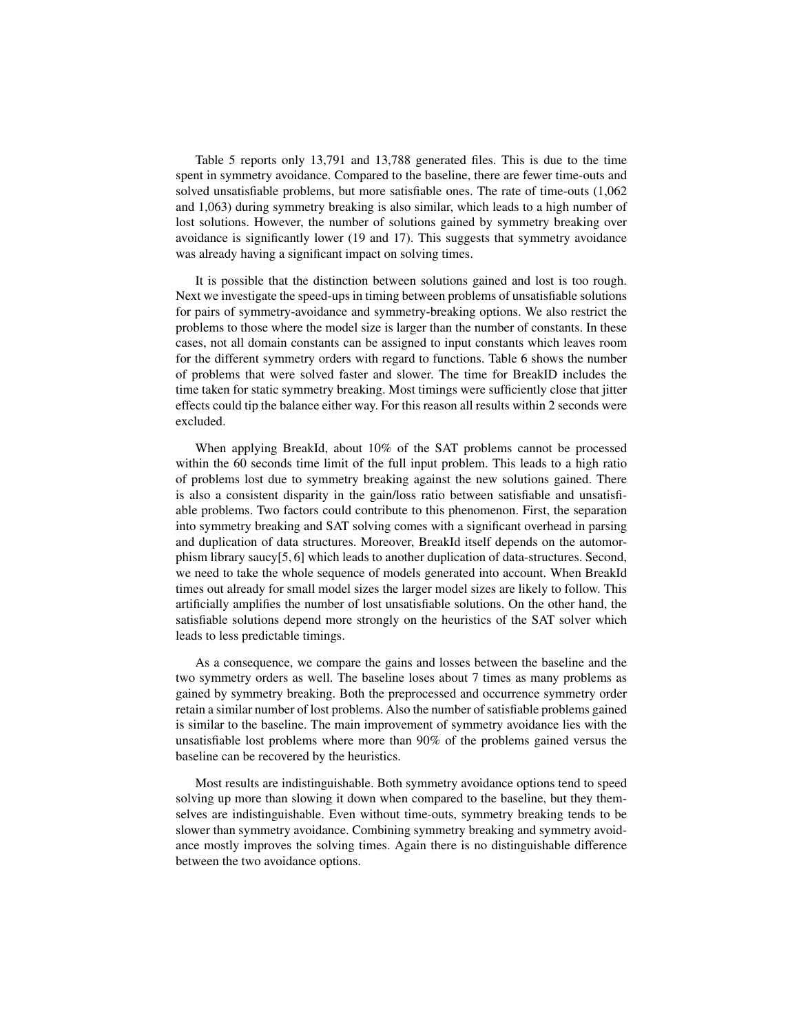Table 5 reports only 13,791 and 13,788 generated files. This is due to the time spent in symmetry avoidance. Compared to the baseline, there are fewer time-outs and solved unsatisfiable problems, but more satisfiable ones. The rate of time-outs (1,062 and 1,063) during symmetry breaking is also similar, which leads to a high number of lost solutions. However, the number of solutions gained by symmetry breaking over avoidance is significantly lower (19 and 17). This suggests that symmetry avoidance was already having a significant impact on solving times.

It is possible that the distinction between solutions gained and lost is too rough. Next we investigate the speed-ups in timing between problems of unsatisfiable solutions for pairs of symmetry-avoidance and symmetry-breaking options. We also restrict the problems to those where the model size is larger than the number of constants. In these cases, not all domain constants can be assigned to input constants which leaves room for the different symmetry orders with regard to functions. Table 6 shows the number of problems that were solved faster and slower. The time for BreakID includes the time taken for static symmetry breaking. Most timings were sufficiently close that jitter effects could tip the balance either way. For this reason all results within 2 seconds were excluded.

When applying BreakId, about 10% of the SAT problems cannot be processed within the 60 seconds time limit of the full input problem. This leads to a high ratio of problems lost due to symmetry breaking against the new solutions gained. There is also a consistent disparity in the gain/loss ratio between satisfiable and unsatisfiable problems. Two factors could contribute to this phenomenon. First, the separation into symmetry breaking and SAT solving comes with a significant overhead in parsing and duplication of data structures. Moreover, BreakId itself depends on the automorphism library saucy[5, 6] which leads to another duplication of data-structures. Second, we need to take the whole sequence of models generated into account. When BreakId times out already for small model sizes the larger model sizes are likely to follow. This artificially amplifies the number of lost unsatisfiable solutions. On the other hand, the satisfiable solutions depend more strongly on the heuristics of the SAT solver which leads to less predictable timings.

As a consequence, we compare the gains and losses between the baseline and the two symmetry orders as well. The baseline loses about 7 times as many problems as gained by symmetry breaking. Both the preprocessed and occurrence symmetry order retain a similar number of lost problems. Also the number of satisfiable problems gained is similar to the baseline. The main improvement of symmetry avoidance lies with the unsatisfiable lost problems where more than 90% of the problems gained versus the baseline can be recovered by the heuristics.

Most results are indistinguishable. Both symmetry avoidance options tend to speed solving up more than slowing it down when compared to the baseline, but they themselves are indistinguishable. Even without time-outs, symmetry breaking tends to be slower than symmetry avoidance. Combining symmetry breaking and symmetry avoidance mostly improves the solving times. Again there is no distinguishable difference between the two avoidance options.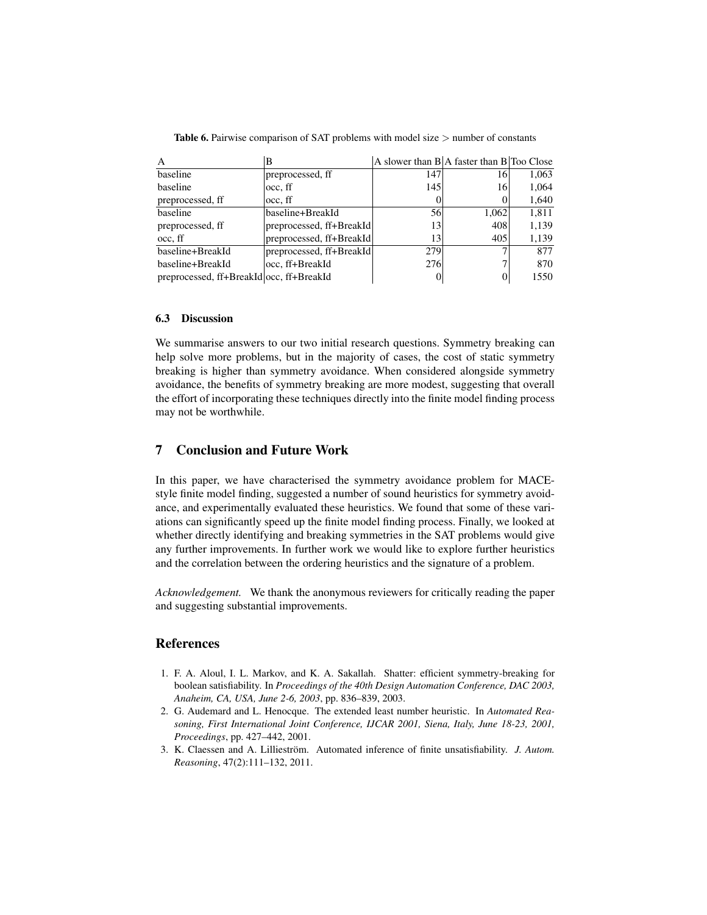**Table 6.** Pairwise comparison of SAT problems with model size > number of constants

| A | B | A slower than B | A faster than B | Too Close |
|---|---|---|---|---|
| baseline | preprocessed, ff | 147 | 16 | 1,063 |
| baseline | occ, ff | 145 | 16 | 1,064 |
| preprocessed, ff | occ, ff | 0 | 0 | 1,640 |
| baseline | baseline+BreakId | 56 | 1,062 | 1,811 |
| preprocessed, ff | preprocessed, ff+BreakId | 13 | 408 | 1,139 |
| occ, ff | preprocessed, ff+BreakId | 13 | 405 | 1,139 |
| baseline+BreakId | preprocessed, ff+BreakId | 279 | 7 | 877 |
| baseline+BreakId | occ, ff+BreakId | 276 | 7 | 870 |
| preprocessed, ff+BreakId | occ, ff+BreakId | 0 | 0 | 1550 |

### 6.3 Discussion

We summarise answers to our two initial research questions. Symmetry breaking can help solve more problems, but in the majority of cases, the cost of static symmetry breaking is higher than symmetry avoidance. When considered alongside symmetry avoidance, the benefits of symmetry breaking are more modest, suggesting that overall the effort of incorporating these techniques directly into the finite model finding process may not be worthwhile.

## 7 Conclusion and Future Work

In this paper, we have characterised the symmetry avoidance problem for MACE-style finite model finding, suggested a number of sound heuristics for symmetry avoidance, and experimentally evaluated these heuristics. We found that some of these variations can significantly speed up the finite model finding process. Finally, we looked at whether directly identifying and breaking symmetries in the SAT problems would give any further improvements. In further work we would like to explore further heuristics and the correlation between the ordering heuristics and the signature of a problem.

*Acknowledgement.* We thank the anonymous reviewers for critically reading the paper and suggesting substantial improvements.

## References

1. F. A. Aloul, I. L. Markov, and K. A. Sakallah. Shatter: efficient symmetry-breaking for boolean satisfiability. In *Proceedings of the 40th Design Automation Conference, DAC 2003, Anaheim, CA, USA, June 2-6, 2003*, pp. 836–839, 2003.
2. G. Audemard and L. Henocque. The extended least number heuristic. In *Automated Reasoning, First International Joint Conference, IJCAR 2001, Siena, Italy, June 18-23, 2001, Proceedings*, pp. 427–442, 2001.
3. K. Claessen and A. Lillieström. Automated inference of finite unsatisfiability. *J. Autom. Reasoning*, 47(2):111–132, 2011.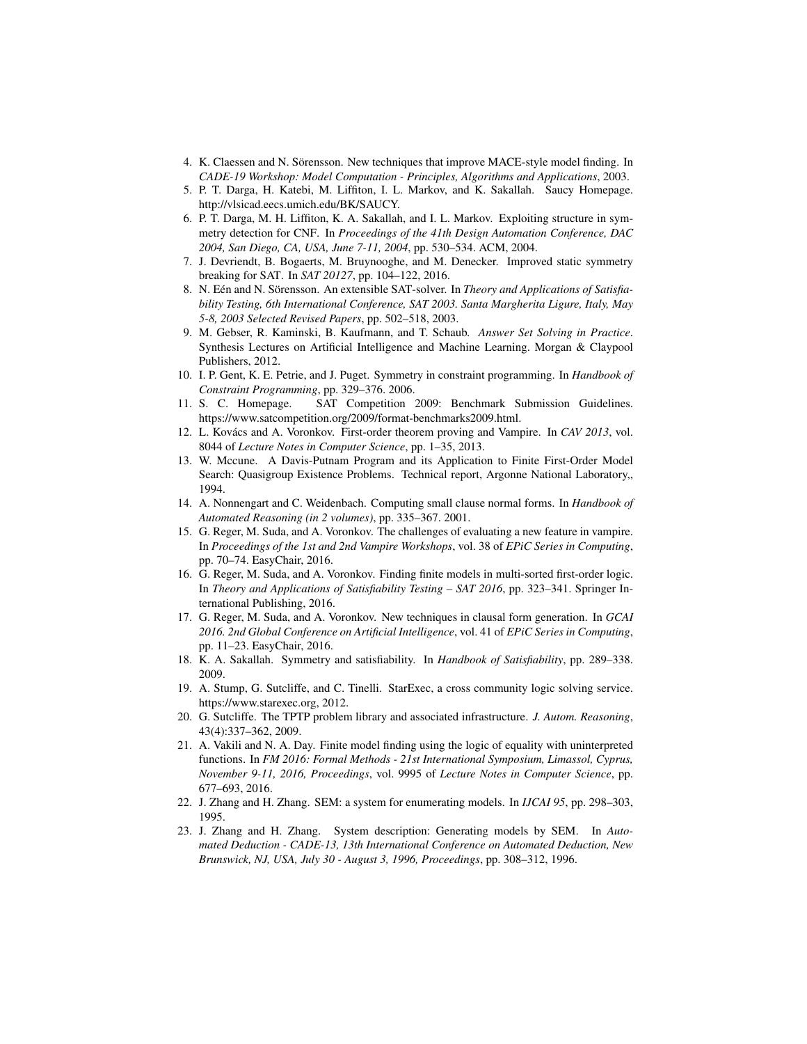4. K. Claessen and N. Sörensson. New techniques that improve MACE-style model finding. In *CADE-19 Workshop: Model Computation - Principles, Algorithms and Applications*, 2003.
5. P. T. Darga, H. Katebi, M. Liffiton, I. L. Markov, and K. Sakallah. Saucy Homepage. http://vlsicad.eecs.umich.edu/BK/SAUCY.
6. P. T. Darga, M. H. Liffiton, K. A. Sakallah, and I. L. Markov. Exploiting structure in symmetry detection for CNF. In *Proceedings of the 41th Design Automation Conference, DAC 2004, San Diego, CA, USA, June 7-11, 2004*, pp. 530–534. ACM, 2004.
7. J. Devriendt, B. Bogaerts, M. Bruynooghe, and M. Denecker. Improved static symmetry breaking for SAT. In *SAT 20127*, pp. 104–122, 2016.
8. N. Eén and N. Sörensson. An extensible SAT-solver. In *Theory and Applications of Satisfiability Testing, 6th International Conference, SAT 2003. Santa Margherita Ligure, Italy, May 5-8, 2003 Selected Revised Papers*, pp. 502–518, 2003.
9. M. Gebser, R. Kaminski, B. Kaufmann, and T. Schaub. *Answer Set Solving in Practice*. Synthesis Lectures on Artificial Intelligence and Machine Learning. Morgan & Claypool Publishers, 2012.
10. I. P. Gent, K. E. Petrie, and J. Puget. Symmetry in constraint programming. In *Handbook of Constraint Programming*, pp. 329–376. 2006.
11. S. C. Homepage. SAT Competition 2009: Benchmark Submission Guidelines. https://www.satcompetition.org/2009/format-benchmarks2009.html.
12. L. Kovács and A. Voronkov. First-order theorem proving and Vampire. In *CAV 2013*, vol. 8044 of *Lecture Notes in Computer Science*, pp. 1–35, 2013.
13. W. Mccune. A Davis-Putnam Program and its Application to Finite First-Order Model Search: Quasigroup Existence Problems. Technical report, Argonne National Laboratory,, 1994.
14. A. Nonnengart and C. Weidenbach. Computing small clause normal forms. In *Handbook of Automated Reasoning (in 2 volumes)*, pp. 335–367. 2001.
15. G. Reger, M. Suda, and A. Voronkov. The challenges of evaluating a new feature in vampire. In *Proceedings of the 1st and 2nd Vampire Workshops*, vol. 38 of *EPiC Series in Computing*, pp. 70–74. EasyChair, 2016.
16. G. Reger, M. Suda, and A. Voronkov. Finding finite models in multi-sorted first-order logic. In *Theory and Applications of Satisfiability Testing – SAT 2016*, pp. 323–341. Springer International Publishing, 2016.
17. G. Reger, M. Suda, and A. Voronkov. New techniques in clausal form generation. In *GCAI 2016. 2nd Global Conference on Artificial Intelligence*, vol. 41 of *EPiC Series in Computing*, pp. 11–23. EasyChair, 2016.
18. K. A. Sakallah. Symmetry and satisfiability. In *Handbook of Satisfiability*, pp. 289–338. 2009.
19. A. Stump, G. Sutcliffe, and C. Tinelli. StarExec, a cross community logic solving service. https://www.starexec.org, 2012.
20. G. Sutcliffe. The TPTP problem library and associated infrastructure. *J. Autom. Reasoning*, 43(4):337–362, 2009.
21. A. Vakili and N. A. Day. Finite model finding using the logic of equality with uninterpreted functions. In *FM 2016: Formal Methods - 21st International Symposium, Limassol, Cyprus, November 9-11, 2016, Proceedings*, vol. 9995 of *Lecture Notes in Computer Science*, pp. 677–693, 2016.
22. J. Zhang and H. Zhang. SEM: a system for enumerating models. In *IJCAI 95*, pp. 298–303, 1995.
23. J. Zhang and H. Zhang. System description: Generating models by SEM. In *Automated Deduction - CADE-13, 13th International Conference on Automated Deduction, New Brunswick, NJ, USA, July 30 - August 3, 1996, Proceedings*, pp. 308–312, 1996.